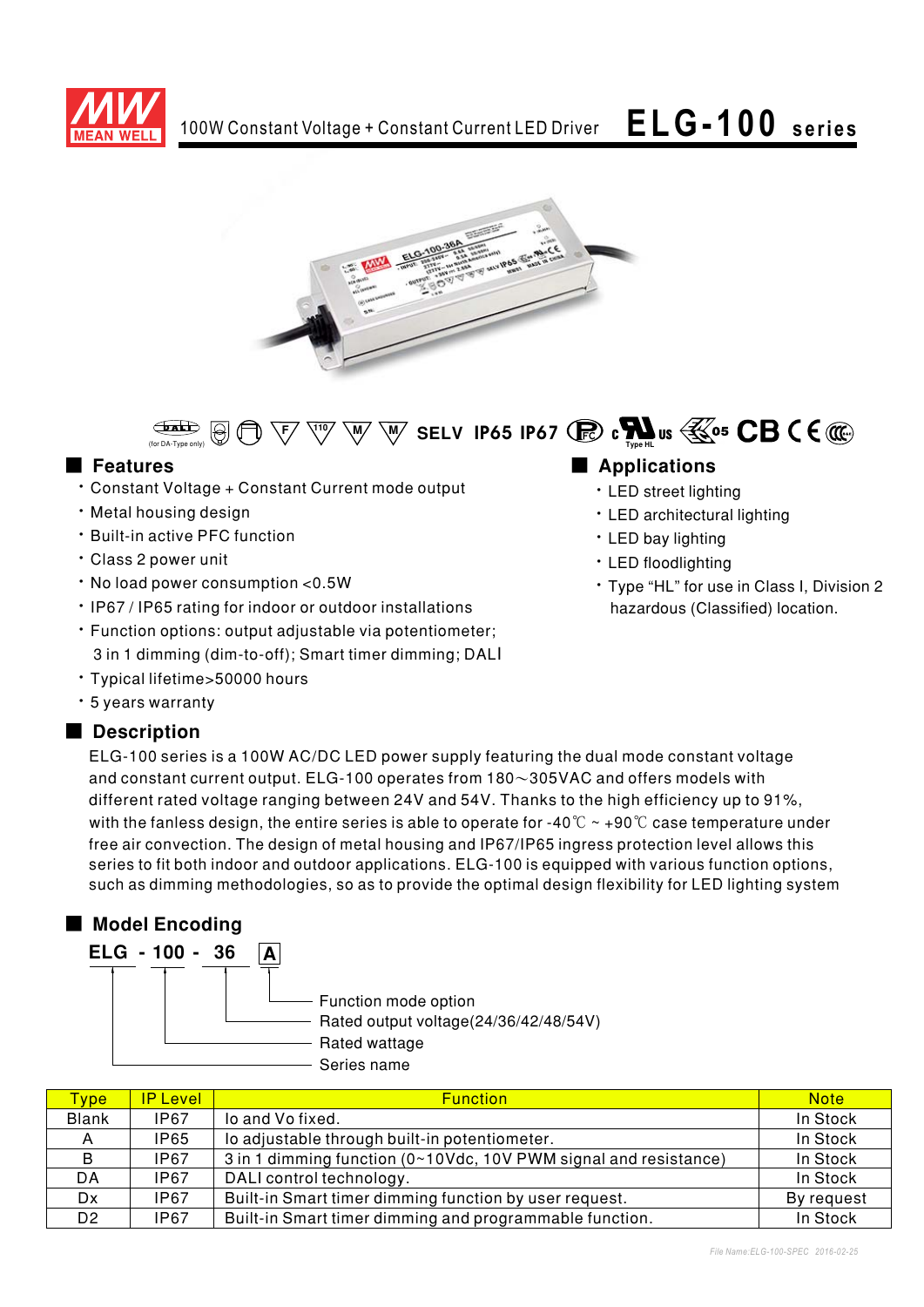# 100W Constant Voltage + Constant Current LED Driver ELG-100 series

(for DA-Type only) SELV IP65 IP67

## Features

- Constant Voltage + Constant Current mode output
- Metal housing design
- Built-in active PFC function
- Class 2 power unit
- No load power consumption <0.5W
- IP67 / IP65 rating for indoor or outdoor installations
- Function options: output adjustable via potentiometer; 3 in 1 dimming (dim-to-off); Smart timer dimming; DALI
- Typical lifetime>50000 hours
- 5 years warranty

## Applications

- LED street lighting
- LED architectural lighting
- LED bay lighting
- LED floodlighting
- Type "HL" for use in Class I, Division 2 hazardous (Classified) location.

## Description

ELG-100 series is a 100W AC/DC LED power supply featuring the dual mode constant voltage and constant current output. ELG-100 operates from 180～305VAC and offers models with different rated voltage ranging between 24V and 54V. Thanks to the high efficiency up to 91%, with the fanless design, the entire series is able to operate for -40℃ ~ +90℃ case temperature under free air convection. The design of metal housing and IP67/IP65 ingress protection level allows this series to fit both indoor and outdoor applications. ELG-100 is equipped with various function options, such as dimming methodologies, so as to provide the optimal design flexibility for LED lighting system

## Model Encoding

**ELG - 100 - 36 A**

- A: Function mode option
- 36: Rated output voltage(24/36/42/48/54V)
- 100: Rated wattage
- ELG: Series name

| Type | IP Level | Function | Note |
|---|---|---|---|
| Blank | IP67 | Io and Vo fixed. | In Stock |
| A | IP65 | Io adjustable through built-in potentiometer. | In Stock |
| B | IP67 | 3 in 1 dimming function (0~10Vdc, 10V PWM signal and resistance) | In Stock |
| DA | IP67 | DALI control technology. | In Stock |
| Dx | IP67 | Built-in Smart timer dimming function by user request. | By request |
| D2 | IP67 | Built-in Smart timer dimming and programmable function. | In Stock |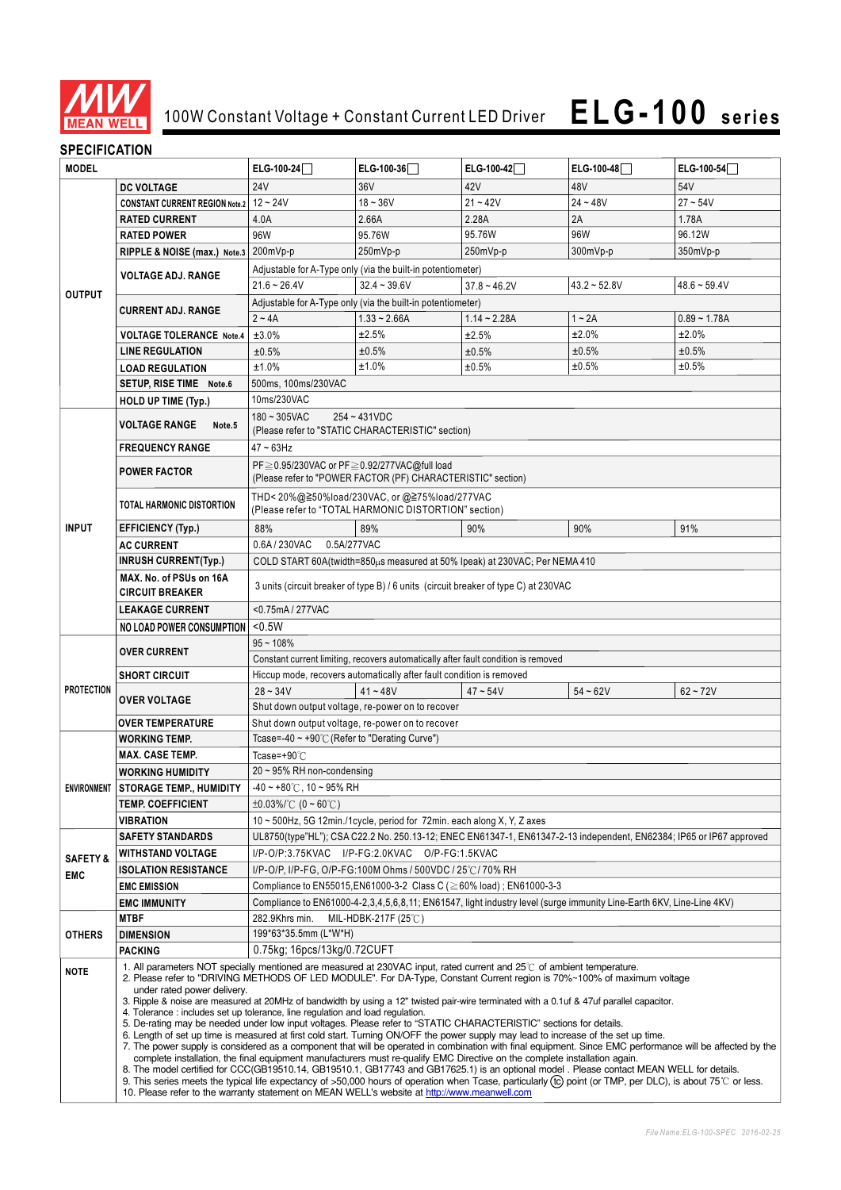# 100W Constant Voltage + Constant Current LED Driver **ELG-100 series**

## SPECIFICATION

| MODEL | | ELG-100-24☐ | ELG-100-36☐ | ELG-100-42☐ | ELG-100-48☐ | ELG-100-54☐ |
|---|---|---|---|---|---|---|
| OUTPUT | DC VOLTAGE | 24V | 36V | 42V | 48V | 54V |
| | CONSTANT CURRENT REGION Note.2 | 12 ~ 24V | 18 ~ 36V | 21 ~ 42V | 24 ~ 48V | 27 ~ 54V |
| | RATED CURRENT | 4.0A | 2.66A | 2.28A | 2A | 1.78A |
| | RATED POWER | 96W | 95.76W | 95.76W | 96W | 96.12W |
| | RIPPLE & NOISE (max.) Note.3 | 200mVp-p | 250mVp-p | 250mVp-p | 300mVp-p | 350mVp-p |
| | VOLTAGE ADJ. RANGE | Adjustable for A-Type only (via the built-in potentiometer) | | | | |
| | | 21.6 ~ 26.4V | 32.4 ~ 39.6V | 37.8 ~ 46.2V | 43.2 ~ 52.8V | 48.6 ~ 59.4V |
| | CURRENT ADJ. RANGE | Adjustable for A-Type only (via the built-in potentiometer) | | | | |
| | | 2 ~ 4A | 1.33 ~ 2.66A | 1.14 ~ 2.28A | 1 ~ 2A | 0.89 ~ 1.78A |
| | VOLTAGE TOLERANCE Note.4 | ±3.0% | ±2.5% | ±2.5% | ±2.0% | ±2.0% |
| | LINE REGULATION | ±0.5% | ±0.5% | ±0.5% | ±0.5% | ±0.5% |
| | LOAD REGULATION | ±1.0% | ±1.0% | ±0.5% | ±0.5% | ±0.5% |
| | SETUP, RISE TIME Note.6 | 500ms, 100ms/230VAC | | | | |
| | HOLD UP TIME (Typ.) | 10ms/230VAC | | | | |
| INPUT | VOLTAGE RANGE Note.5 | 180 ~ 305VAC 254 ~ 431VDC (Please refer to "STATIC CHARACTERISTIC" section) | | | | |
| | FREQUENCY RANGE | 47 ~ 63Hz | | | | |
| | POWER FACTOR | PF≧0.95/230VAC or PF≧0.92/277VAC@full load (Please refer to "POWER FACTOR (PF) CHARACTERISTIC" section) | | | | |
| | TOTAL HARMONIC DISTORTION | THD< 20%@≧50%load/230VAC, or @≧75%load/277VAC (Please refer to "TOTAL HARMONIC DISTORTION" section) | | | | |
| | EFFICIENCY (Typ.) | 88% | 89% | 90% | 90% | 91% |
| | AC CURRENT | 0.6A / 230VAC 0.5A/277VAC | | | | |
| | INRUSH CURRENT(Typ.) | COLD START 60A(twidth=850μs measured at 50% Ipeak) at 230VAC; Per NEMA 410 | | | | |
| | MAX. No. of PSUs on 16A CIRCUIT BREAKER | 3 units (circuit breaker of type B) / 6 units (circuit breaker of type C) at 230VAC | | | | |
| | LEAKAGE CURRENT | <0.75mA / 277VAC | | | | |
| | NO LOAD POWER CONSUMPTION | <0.5W | | | | |
| PROTECTION | OVER CURRENT | 95 ~ 108% | | | | |
| | | Constant current limiting, recovers automatically after fault condition is removed | | | | |
| | SHORT CIRCUIT | Hiccup mode, recovers automatically after fault condition is removed | | | | |
| | OVER VOLTAGE | 28 ~ 34V | 41 ~ 48V | 47 ~ 54V | 54 ~ 62V | 62 ~ 72V |
| | | Shut down output voltage, re-power on to recover | | | | |
| | OVER TEMPERATURE | Shut down output voltage, re-power on to recover | | | | |
| ENVIRONMENT | WORKING TEMP. | Tcase=-40 ~ +90℃ (Refer to "Derating Curve") | | | | |
| | MAX. CASE TEMP. | Tcase=+90℃ | | | | |
| | WORKING HUMIDITY | 20 ~ 95% RH non-condensing | | | | |
| | STORAGE TEMP., HUMIDITY | -40 ~ +80℃, 10 ~ 95% RH | | | | |
| | TEMP. COEFFICIENT | ±0.03%/℃ (0 ~ 60℃) | | | | |
| | VIBRATION | 10 ~ 500Hz, 5G 12min./1cycle, period for 72min. each along X, Y, Z axes | | | | |
| SAFETY & EMC | SAFETY STANDARDS | UL8750(type"HL"); CSA C22.2 No. 250.13-12; ENEC EN61347-1, EN61347-2-13 independent, EN62384; IP65 or IP67 approved | | | | |
| | WITHSTAND VOLTAGE | I/P-O/P:3.75KVAC I/P-FG:2.0KVAC O/P-FG:1.5KVAC | | | | |
| | ISOLATION RESISTANCE | I/P-O/P, I/P-FG, O/P-FG:100M Ohms / 500VDC / 25℃/ 70% RH | | | | |
| | EMC EMISSION | Compliance to EN55015,EN61000-3-2 Class C (≧60% load) ; EN61000-3-3 | | | | |
| | EMC IMMUNITY | Compliance to EN61000-4-2,3,4,5,6,8,11; EN61547, light industry level (surge immunity Line-Earth 6KV, Line-Line 4KV) | | | | |
| OTHERS | MTBF | 282.9Khrs min. MIL-HDBK-217F (25℃) | | | | |
| | DIMENSION | 199*63*35.5mm (L*W*H) | | | | |
| | PACKING | 0.75kg; 16pcs/13kg/0.72CUFT | | | | |

**NOTE**

1. All parameters NOT specially mentioned are measured at 230VAC input, rated current and 25℃ of ambient temperature.
2. Please refer to "DRIVING METHODS OF LED MODULE". For DA-Type, Constant Current region is 70%~100% of maximum voltage under rated power delivery.
3. Ripple & noise are measured at 20MHz of bandwidth by using a 12" twisted pair-wire terminated with a 0.1uf & 47uf parallel capacitor.
4. Tolerance : includes set up tolerance, line regulation and load regulation.
5. De-rating may be needed under low input voltages. Please refer to "STATIC CHARACTERISTIC" sections for details.
6. Length of set up time is measured at first cold start. Turning ON/OFF the power supply may lead to increase of the set up time.
7. The power supply is considered as a component that will be operated in combination with final equipment. Since EMC performance will be affected by the complete installation, the final equipment manufacturers must re-qualify EMC Directive on the complete installation again.
8. The model certified for CCC(GB19510.14, GB19510.1, GB17743 and GB17625.1) is an optional model . Please contact MEAN WELL for details.
9. This series meets the typical life expectancy of >50,000 hours of operation when Tcase, particularly (tc) point (or TMP, per DLC), is about 75℃ or less.
10. Please refer to the warranty statement on MEAN WELL's website at http://www.meanwell.com

File Name:ELG-100-SPEC 2016-02-25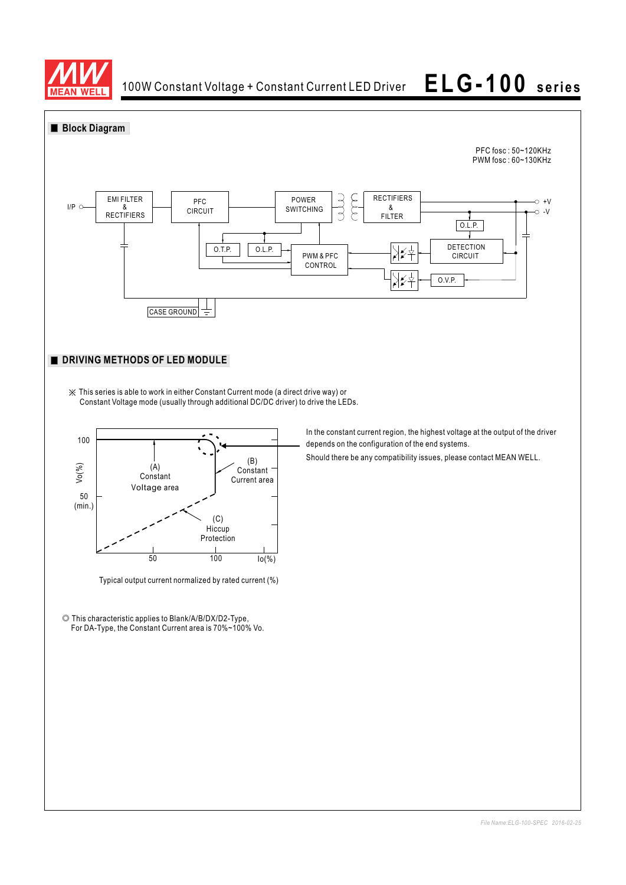## ■ Block Diagram

PFC fosc : 50~120KHz
PWM fosc : 60~130KHz

I/P | EMI FILTER & RECTIFIERS | PFC CIRCUIT | POWER SWITCHING | RECTIFIERS & FILTER | +V | -V | O.L.P. | DETECTION CIRCUIT | O.T.P. | O.L.P. | PWM & PFC CONTROL | O.V.P. | CASE GROUND

## ■ DRIVING METHODS OF LED MODULE

※ This series is able to work in either Constant Current mode (a direct drive way) or Constant Voltage mode (usually through additional DC/DC driver) to drive the LEDs.

Vo(%): 100, 50 (min.)
(A) Constant Voltage area
(B) Constant Current area
(C) Hiccup Protection
Io(%): 50, 100

Typical output current normalized by rated current (%)

In the constant current region, the highest voltage at the output of the driver depends on the configuration of the end systems.

Should there be any compatibility issues, please contact MEAN WELL.

◎ This characteristic applies to Blank/A/B/DX/D2-Type,
For DA-Type, the Constant Current area is 70%~100% Vo.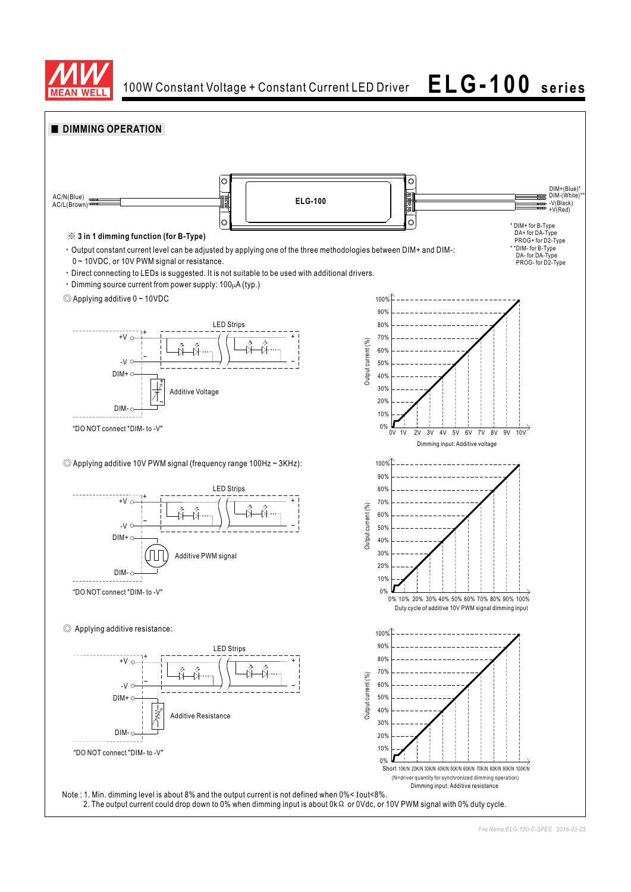## ■ DIMMING OPERATION

AC/N(Blue)
AC/L(Brown)

ELG-100

DIM+(Blue)*
DIM-(White)**
-V(Black)
+V(Red)

\* DIM+ for B-Type
DA+ for DA-Type
PROG+ for D2-Type
\*\*DIM- for B-Type
DA- for DA-Type
PROG- for D2-Type

※ **3 in 1 dimming function (for B-Type)**

- Output constant current level can be adjusted by applying one of the three methodologies between DIM+ and DIM-: 0 ~ 10VDC, or 10V PWM signal or resistance.
- Direct connecting to LEDs is suggested. It is not suitable to be used with additional drivers.
- Dimming source current from power supply: 100μA (typ.)

◎ Applying additive 0 ~ 10VDC

LED Strips
+V, -V, DIM+, DIM-
Additive Voltage

"DO NOT connect "DIM- to -V"

Output current (%): 0% – 100%
Dimming input: Additive voltage (0V – 10V)

◎ Applying additive 10V PWM signal (frequency range 100Hz ~ 3KHz):

LED Strips
+V, -V, DIM+, DIM-
Additive PWM signal

"DO NOT connect "DIM- to -V"

Output current (%): 0% – 100%
Duty cycle of additive 10V PWM signal dimming input (0% – 100%)

◎ Applying additive resistance:

LED Strips
+V, -V, DIM+, DIM-
Additive Resistance

"DO NOT connect "DIM- to -V"

Output current (%): 0% – 100%
Short 10K/N 20K/N 30K/N 40K/N 50K/N 60K/N 70K/N 80K/N 90K/N 100K/N
(N=driver quantity for synchronized dimming operation)
Dimming input: Additive resistance

Note : 1. Min. dimming level is about 8% and the output current is not defined when 0%< Iout<8%.
2. The output current could drop down to 0% when dimming input is about 0kΩ or 0Vdc, or 10V PWM signal with 0% duty cycle.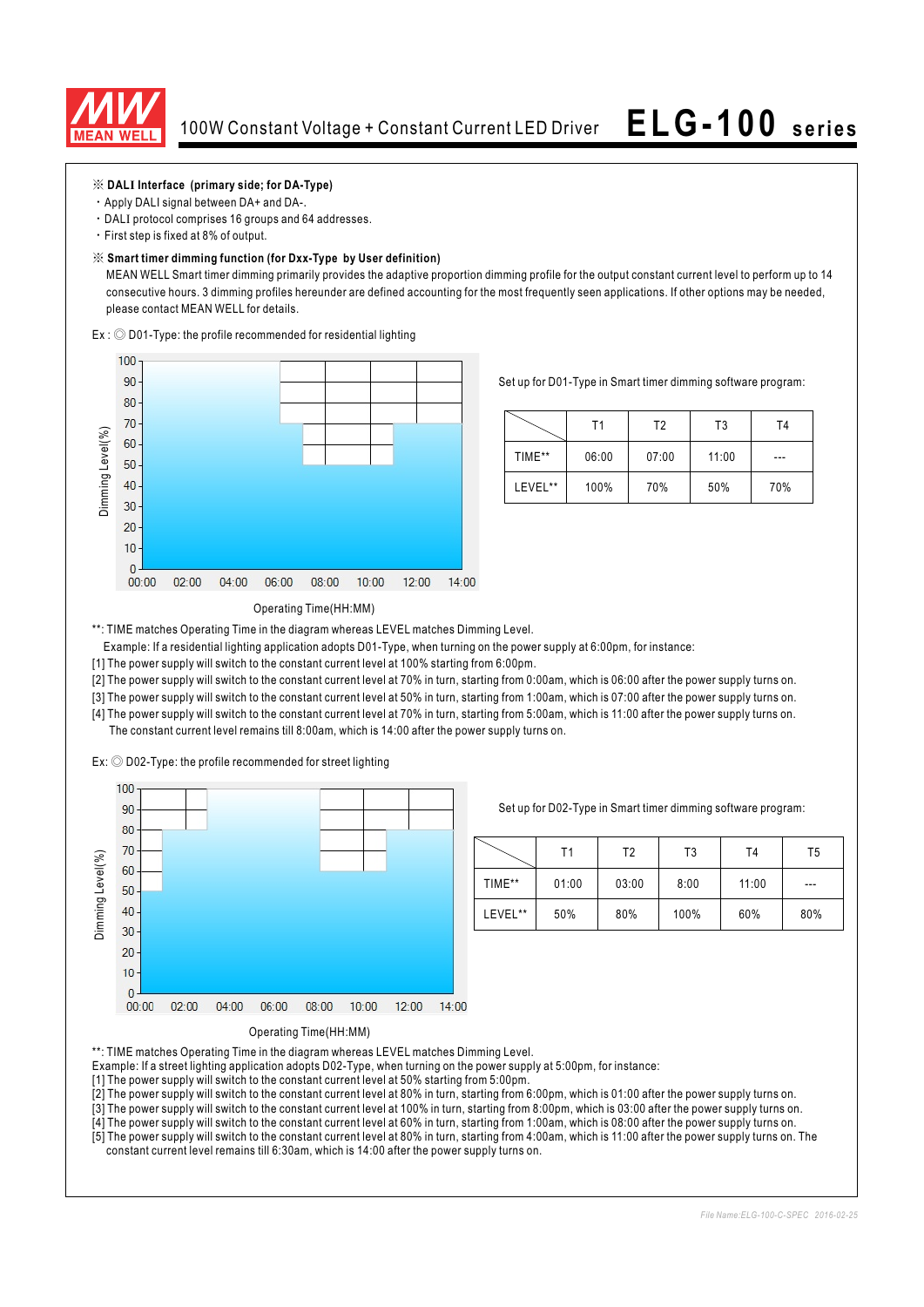※ **DALI Interface (primary side; for DA-Type)**

- Apply DALI signal between DA+ and DA-.
- DALI protocol comprises 16 groups and 64 addresses.
- First step is fixed at 8% of output.

※ **Smart timer dimming function (for Dxx-Type by User definition)**

MEAN WELL Smart timer dimming primarily provides the adaptive proportion dimming profile for the output constant current level to perform up to 14 consecutive hours. 3 dimming profiles hereunder are defined accounting for the most frequently seen applications. If other options may be needed, please contact MEAN WELL for details.

Ex : ◎ D01-Type: the profile recommended for residential lighting

Set up for D01-Type in Smart timer dimming software program:

| | T1 | T2 | T3 | T4 |
|---|---|---|---|---|
| TIME** | 06:00 | 07:00 | 11:00 | --- |
| LEVEL** | 100% | 70% | 50% | 70% |

**: TIME matches Operating Time in the diagram whereas LEVEL matches Dimming Level.

Example: If a residential lighting application adopts D01-Type, when turning on the power supply at 6:00pm, for instance:

[1] The power supply will switch to the constant current level at 100% starting from 6:00pm.
[2] The power supply will switch to the constant current level at 70% in turn, starting from 0:00am, which is 06:00 after the power supply turns on.
[3] The power supply will switch to the constant current level at 50% in turn, starting from 1:00am, which is 07:00 after the power supply turns on.
[4] The power supply will switch to the constant current level at 70% in turn, starting from 5:00am, which is 11:00 after the power supply turns on.
The constant current level remains till 8:00am, which is 14:00 after the power supply turns on.

Ex: ◎ D02-Type: the profile recommended for street lighting

Set up for D02-Type in Smart timer dimming software program:

| | T1 | T2 | T3 | T4 | T5 |
|---|---|---|---|---|---|
| TIME** | 01:00 | 03:00 | 8:00 | 11:00 | --- |
| LEVEL** | 50% | 80% | 100% | 60% | 80% |

**: TIME matches Operating Time in the diagram whereas LEVEL matches Dimming Level.

Example: If a street lighting application adopts D02-Type, when turning on the power supply at 5:00pm, for instance:

[1] The power supply will switch to the constant current level at 50% starting from 5:00pm.
[2] The power supply will switch to the constant current level at 80% in turn, starting from 6:00pm, which is 01:00 after the power supply turns on.
[3] The power supply will switch to the constant current level at 100% in turn, starting from 8:00pm, which is 03:00 after the power supply turns on.
[4] The power supply will switch to the constant current level at 60% in turn, starting from 1:00am, which is 08:00 after the power supply turns on.
[5] The power supply will switch to the constant current level at 80% in turn, starting from 4:00am, which is 11:00 after the power supply turns on. The constant current level remains till 6:30am, which is 14:00 after the power supply turns on.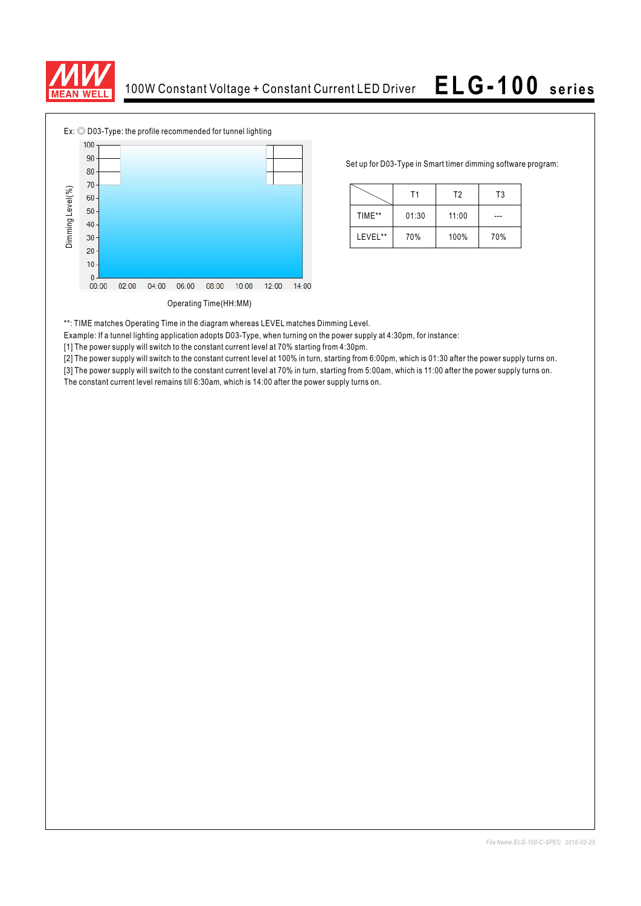Ex: ◎ D03-Type: the profile recommended for tunnel lighting

Set up for D03-Type in Smart timer dimming software program:

| | T1 | T2 | T3 |
|---|---|---|---|
| TIME** | 01:30 | 11:00 | --- |
| LEVEL** | 70% | 100% | 70% |

**: TIME matches Operating Time in the diagram whereas LEVEL matches Dimming Level.

Example: If a tunnel lighting application adopts D03-Type, when turning on the power supply at 4:30pm, for instance:

[1] The power supply will switch to the constant current level at 70% starting from 4:30pm.

[2] The power supply will switch to the constant current level at 100% in turn, starting from 6:00pm, which is 01:30 after the power supply turns on.

[3] The power supply will switch to the constant current level at 70% in turn, starting from 5:00am, which is 11:00 after the power supply turns on.

The constant current level remains till 6:30am, which is 14:00 after the power supply turns on.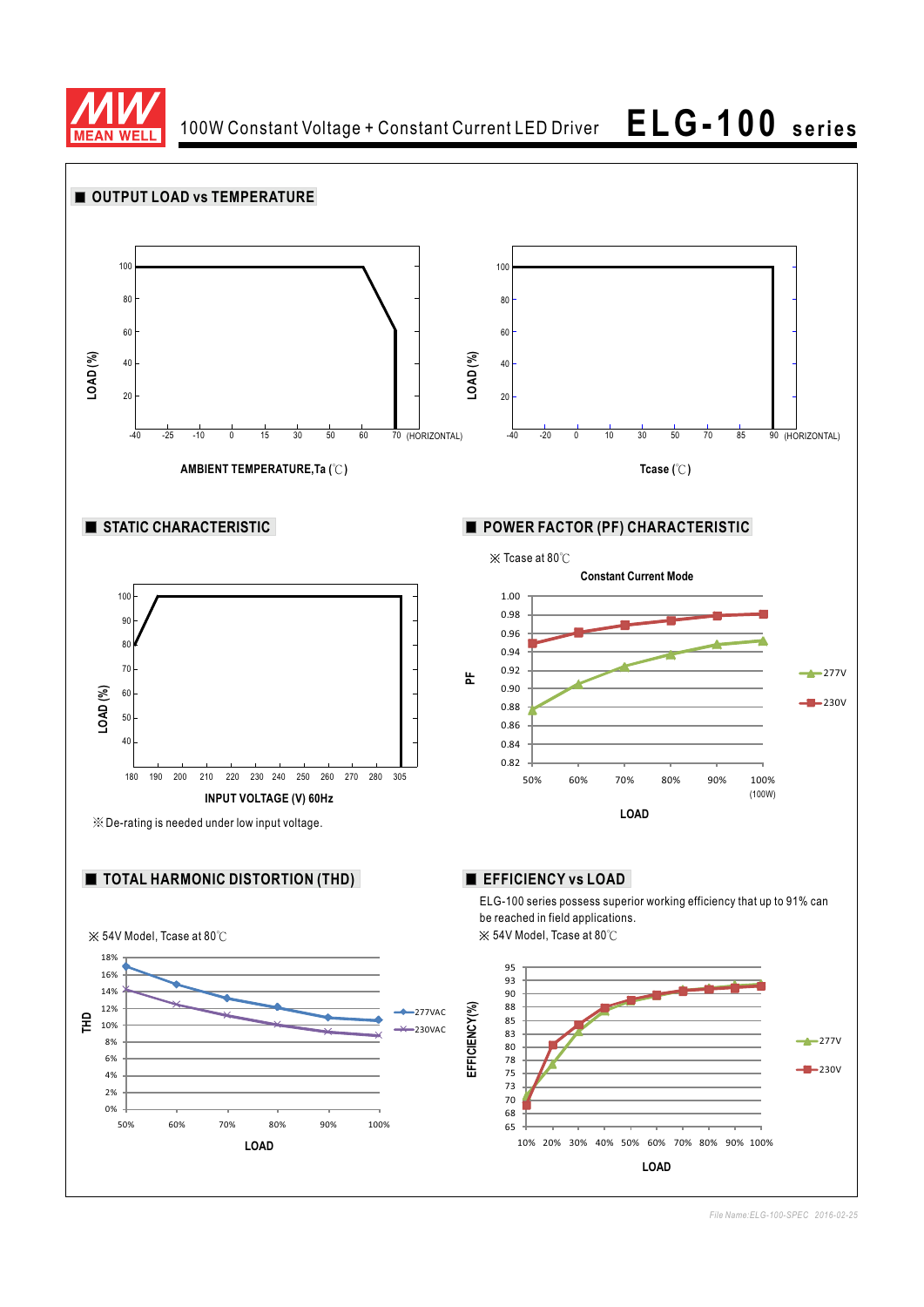## OUTPUT LOAD vs TEMPERATURE

LOAD (%)

100, 80, 60, 40, 20

-40 -25 -10 0 15 30 50 60 70 (HORIZONTAL)

AMBIENT TEMPERATURE,Ta (℃)

LOAD (%)

100, 80, 60, 40, 20

-40 -20 0 10 30 50 70 85 90 (HORIZONTAL)

Tcase (℃)

## STATIC CHARACTERISTIC

LOAD (%)

100, 90, 80, 70, 60, 50, 40

180 190 200 210 220 230 240 250 260 270 280 305

INPUT VOLTAGE (V) 60Hz

※De-rating is needed under low input voltage.

## POWER FACTOR (PF) CHARACTERISTIC

※ Tcase at 80℃

Constant Current Mode

PF

1.00, 0.98, 0.96, 0.94, 0.92, 0.90, 0.88, 0.86, 0.84, 0.82

50% 60% 70% 80% 90% 100% (100W)

LOAD

277V

230V

## TOTAL HARMONIC DISTORTION (THD)

※ 54V Model, Tcase at 80℃

THD

18%, 16%, 14%, 12%, 10%, 8%, 6%, 4%, 2%, 0%

50% 60% 70% 80% 90% 100%

LOAD

277VAC

230VAC

## EFFICIENCY vs LOAD

ELG-100 series possess superior working efficiency that up to 91% can be reached in field applications.

※ 54V Model, Tcase at 80℃

EFFICIENCY(%)

95, 93, 90, 88, 85, 83, 80, 78, 75, 73, 70, 68, 65

10% 20% 30% 40% 50% 60% 70% 80% 90% 100%

LOAD

277V

230V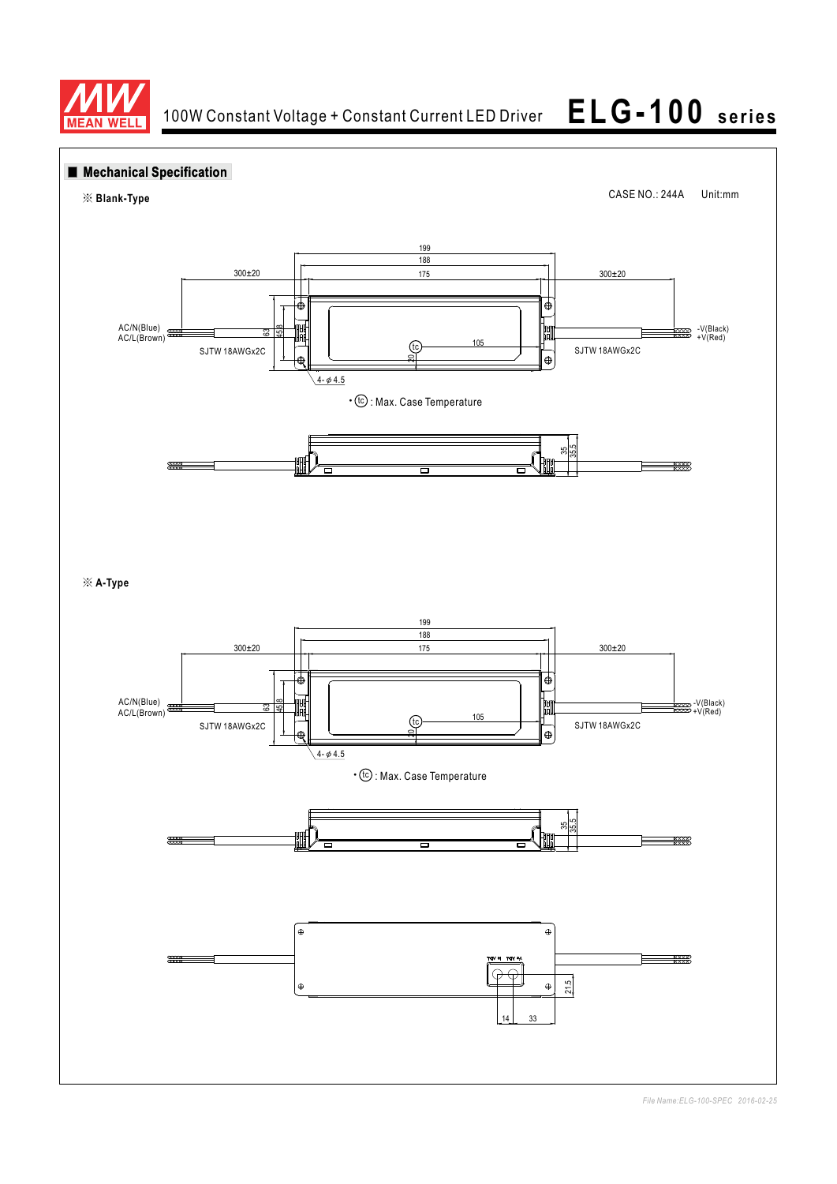## Mechanical Specification

※ Blank-Type

CASE NO.: 244A    Unit:mm

199

188

175

300±20

300±20

AC/N(Blue)
AC/L(Brown)

63

45.8

105

20

-V(Black)
+V(Red)

SJTW 18AWGx2C

SJTW 18AWGx2C

4-φ4.5

• tc : Max. Case Temperature

35

35.5

※ A-Type

199

188

175

300±20

300±20

AC/N(Blue)
AC/L(Brown)

63

45.8

105

20

-V(Black)
+V(Red)

SJTW 18AWGx2C

SJTW 18AWGx2C

4-φ4.5

• tc : Max. Case Temperature

35

35.5

21.5

14

33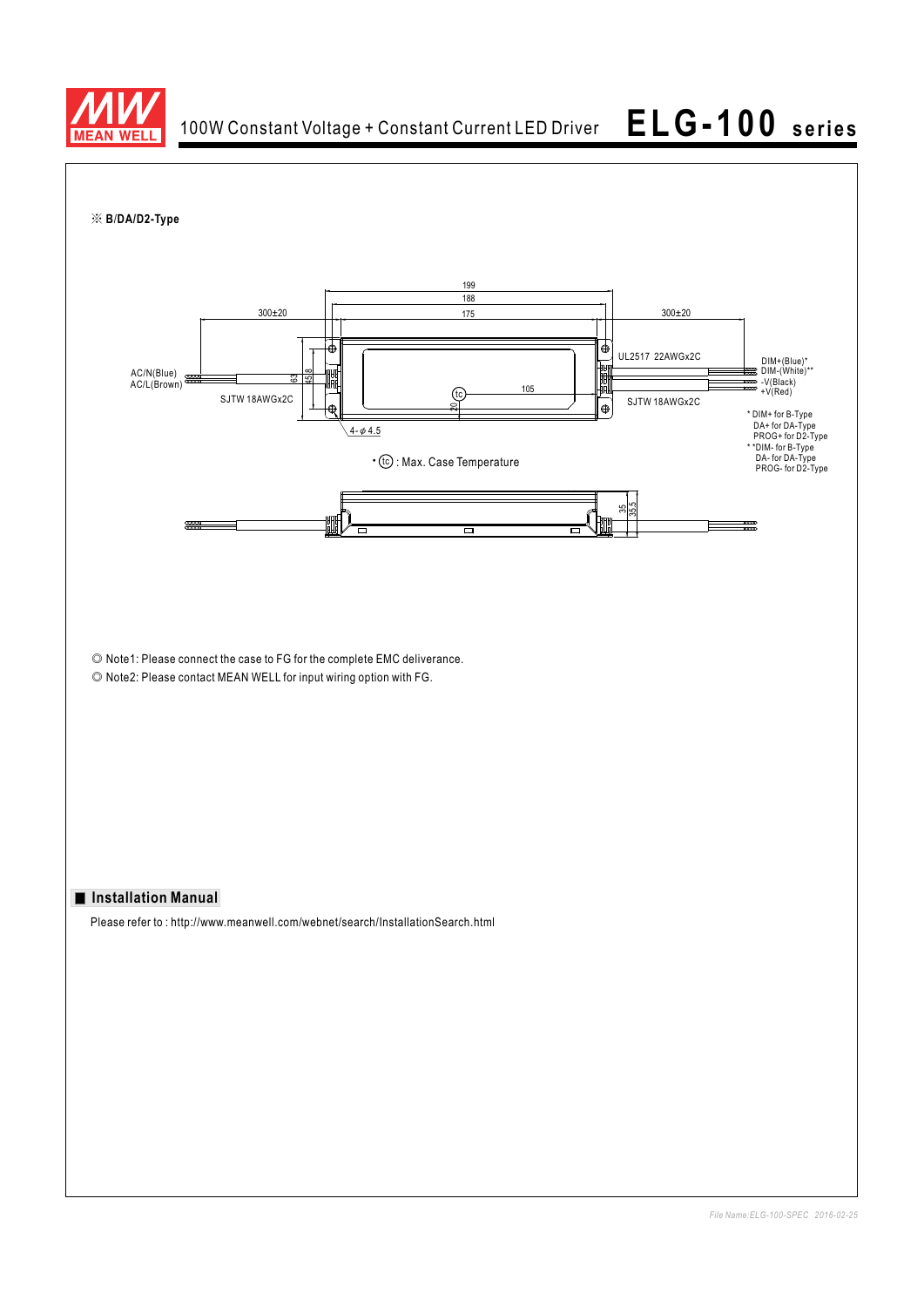※ **B/DA/D2-Type**

199
188
175
300±20
300±20
AC/N(Blue)
AC/L(Brown)
SJTW 18AWGx2C
63
45.8
UL2517 22AWGx2C
SJTW 18AWGx2C
105
20
tc
4-φ4.5
DIM+(Blue)*
DIM-(White)**
-V(Black)
+V(Red)
* DIM+ for B-Type
DA+ for DA-Type
PROG+ for D2-Type
* *DIM- for B-Type
DA- for DA-Type
PROG- for D2-Type

• (tc) : Max. Case Temperature

35
35.5

◎ Note1: Please connect the case to FG for the complete EMC deliverance.

◎ Note2: Please contact MEAN WELL for input wiring option with FG.

## ■ Installation Manual

Please refer to : http://www.meanwell.com/webnet/search/InstallationSearch.html